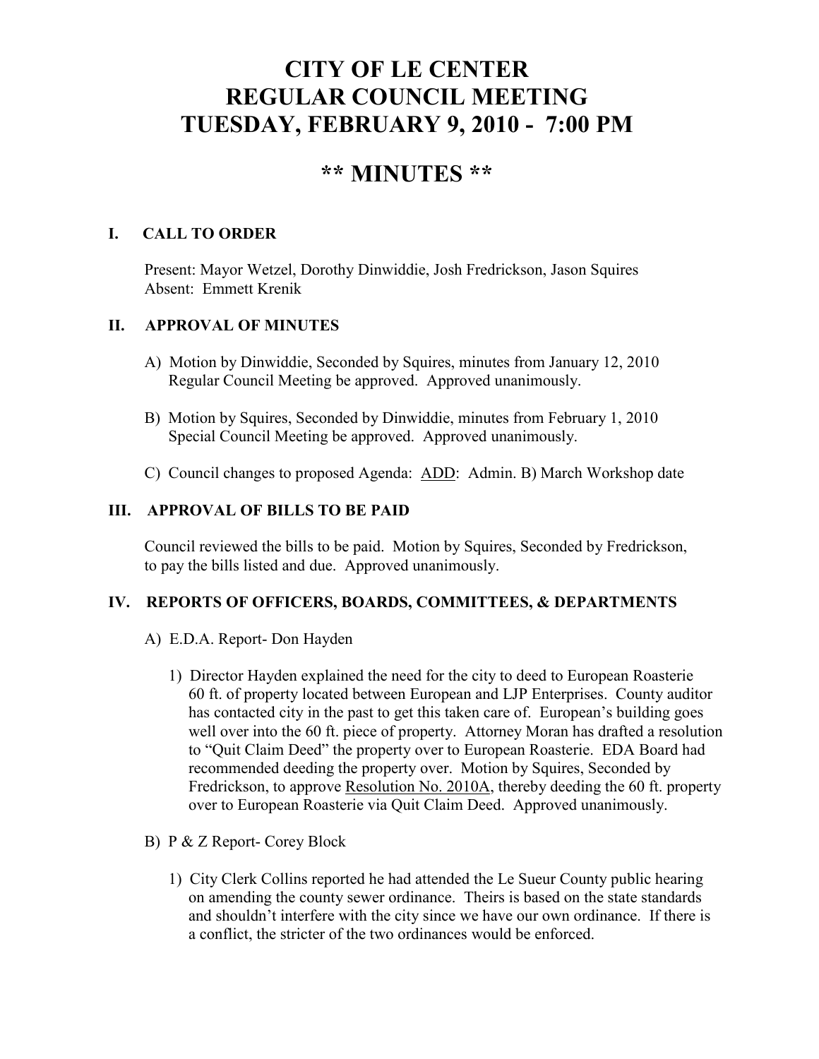# CITY OF LE CENTER
# REGULAR COUNCIL MEETING
# TUESDAY, FEBRUARY 9, 2010 - 7:00 PM

## \*\* MINUTES \*\*

### I. CALL TO ORDER

Present: Mayor Wetzel, Dorothy Dinwiddie, Josh Fredrickson, Jason Squires
Absent: Emmett Krenik

### II. APPROVAL OF MINUTES

A) Motion by Dinwiddie, Seconded by Squires, minutes from January 12, 2010 Regular Council Meeting be approved. Approved unanimously.

B) Motion by Squires, Seconded by Dinwiddie, minutes from February 1, 2010 Special Council Meeting be approved. Approved unanimously.

C) Council changes to proposed Agenda: ADD: Admin. B) March Workshop date

### III. APPROVAL OF BILLS TO BE PAID

Council reviewed the bills to be paid. Motion by Squires, Seconded by Fredrickson, to pay the bills listed and due. Approved unanimously.

### IV. REPORTS OF OFFICERS, BOARDS, COMMITTEES, & DEPARTMENTS

A) E.D.A. Report- Don Hayden

1) Director Hayden explained the need for the city to deed to European Roasterie 60 ft. of property located between European and LJP Enterprises. County auditor has contacted city in the past to get this taken care of. European's building goes well over into the 60 ft. piece of property. Attorney Moran has drafted a resolution to "Quit Claim Deed" the property over to European Roasterie. EDA Board had recommended deeding the property over. Motion by Squires, Seconded by Fredrickson, to approve Resolution No. 2010A, thereby deeding the 60 ft. property over to European Roasterie via Quit Claim Deed. Approved unanimously.

B) P & Z Report- Corey Block

1) City Clerk Collins reported he had attended the Le Sueur County public hearing on amending the county sewer ordinance. Theirs is based on the state standards and shouldn't interfere with the city since we have our own ordinance. If there is a conflict, the stricter of the two ordinances would be enforced.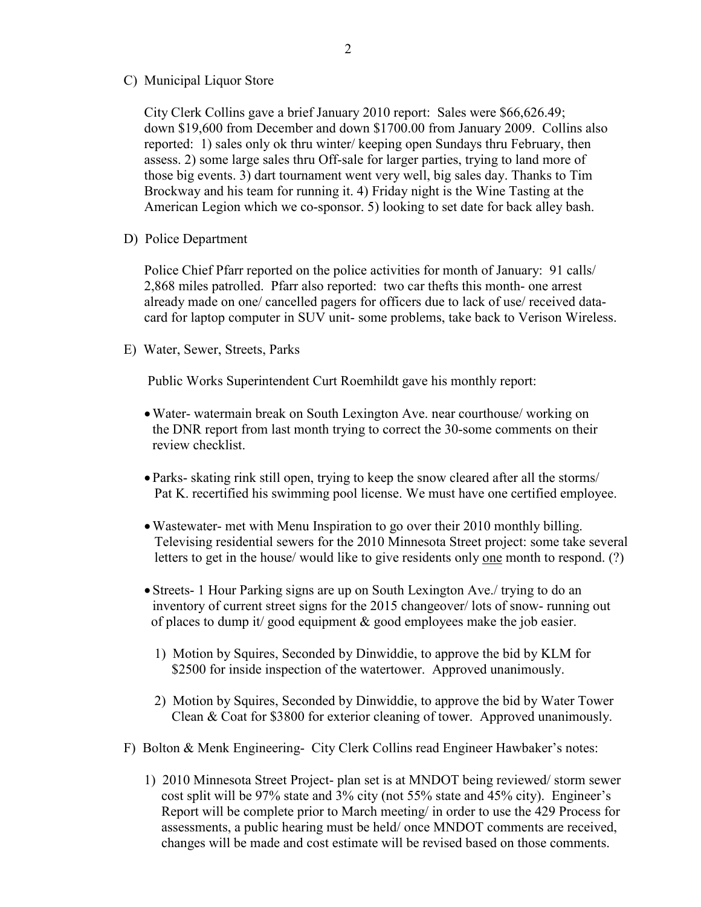C) Municipal Liquor Store

City Clerk Collins gave a brief January 2010 report: Sales were $66,626.49; down $19,600 from December and down $1700.00 from January 2009. Collins also reported: 1) sales only ok thru winter/ keeping open Sundays thru February, then assess. 2) some large sales thru Off-sale for larger parties, trying to land more of those big events. 3) dart tournament went very well, big sales day. Thanks to Tim Brockway and his team for running it. 4) Friday night is the Wine Tasting at the American Legion which we co-sponsor. 5) looking to set date for back alley bash.

D) Police Department

Police Chief Pfarr reported on the police activities for month of January: 91 calls/ 2,868 miles patrolled. Pfarr also reported: two car thefts this month- one arrest already made on one/ cancelled pagers for officers due to lack of use/ received data-card for laptop computer in SUV unit- some problems, take back to Verison Wireless.

E) Water, Sewer, Streets, Parks

Public Works Superintendent Curt Roemhildt gave his monthly report:

- Water- watermain break on South Lexington Ave. near courthouse/ working on the DNR report from last month trying to correct the 30-some comments on their review checklist.
- Parks- skating rink still open, trying to keep the snow cleared after all the storms/ Pat K. recertified his swimming pool license. We must have one certified employee.
- Wastewater- met with Menu Inspiration to go over their 2010 monthly billing. Televising residential sewers for the 2010 Minnesota Street project: some take several letters to get in the house/ would like to give residents only <u>one</u> month to respond. (?)
- Streets- 1 Hour Parking signs are up on South Lexington Ave./ trying to do an inventory of current street signs for the 2015 changeover/ lots of snow- running out of places to dump it/ good equipment & good employees make the job easier.

1) Motion by Squires, Seconded by Dinwiddie, to approve the bid by KLM for $2500 for inside inspection of the watertower. Approved unanimously.

2) Motion by Squires, Seconded by Dinwiddie, to approve the bid by Water Tower Clean & Coat for $3800 for exterior cleaning of tower. Approved unanimously.

F) Bolton & Menk Engineering- City Clerk Collins read Engineer Hawbaker's notes:

1) 2010 Minnesota Street Project- plan set is at MNDOT being reviewed/ storm sewer cost split will be 97% state and 3% city (not 55% state and 45% city). Engineer's Report will be complete prior to March meeting/ in order to use the 429 Process for assessments, a public hearing must be held/ once MNDOT comments are received, changes will be made and cost estimate will be revised based on those comments.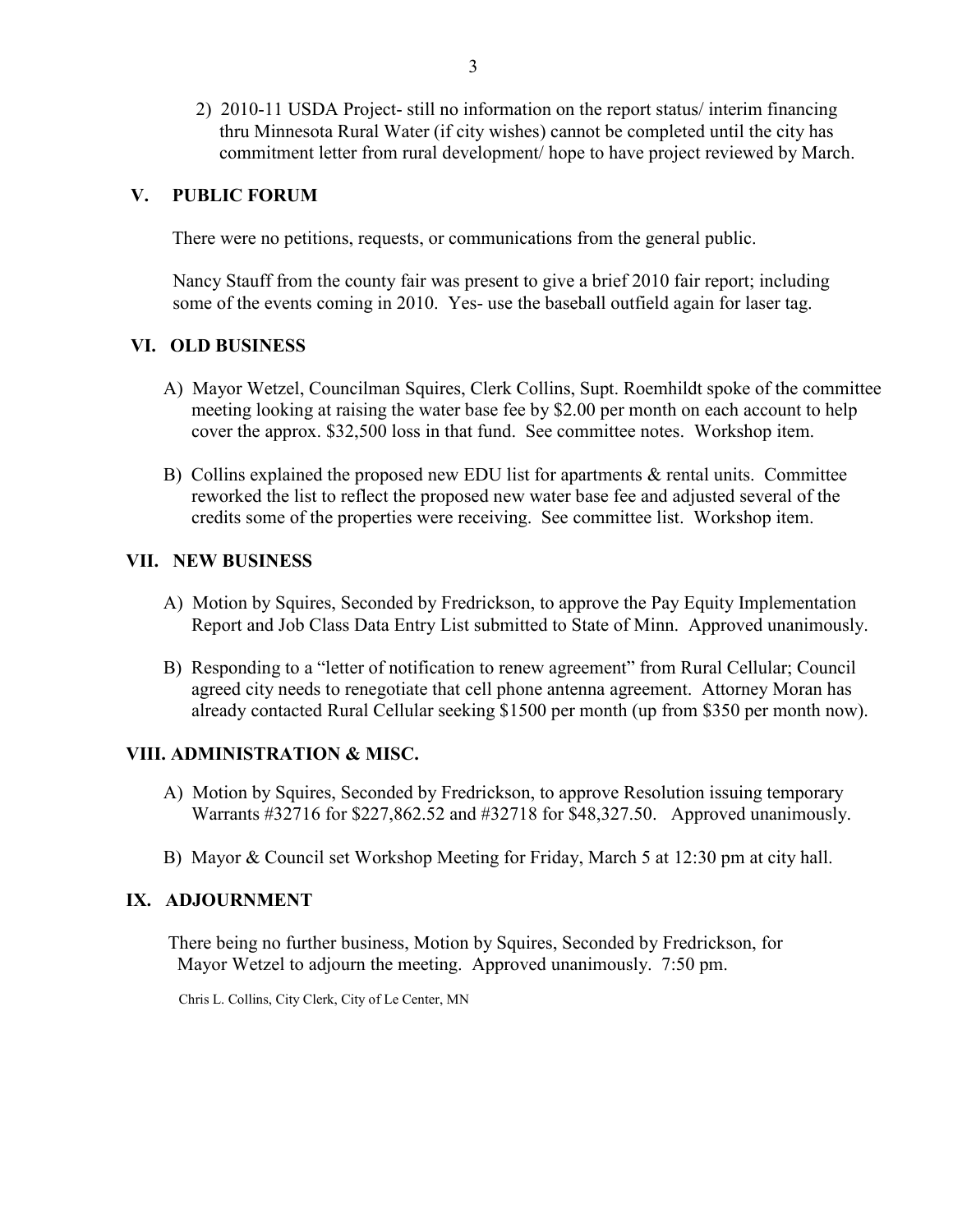2) 2010-11 USDA Project- still no information on the report status/ interim financing thru Minnesota Rural Water (if city wishes) cannot be completed until the city has commitment letter from rural development/ hope to have project reviewed by March.

## V. PUBLIC FORUM

There were no petitions, requests, or communications from the general public.

Nancy Stauff from the county fair was present to give a brief 2010 fair report; including some of the events coming in 2010. Yes- use the baseball outfield again for laser tag.

## VI. OLD BUSINESS

A) Mayor Wetzel, Councilman Squires, Clerk Collins, Supt. Roemhildt spoke of the committee meeting looking at raising the water base fee by $2.00 per month on each account to help cover the approx. $32,500 loss in that fund. See committee notes. Workshop item.

B) Collins explained the proposed new EDU list for apartments & rental units. Committee reworked the list to reflect the proposed new water base fee and adjusted several of the credits some of the properties were receiving. See committee list. Workshop item.

## VII. NEW BUSINESS

A) Motion by Squires, Seconded by Fredrickson, to approve the Pay Equity Implementation Report and Job Class Data Entry List submitted to State of Minn. Approved unanimously.

B) Responding to a "letter of notification to renew agreement" from Rural Cellular; Council agreed city needs to renegotiate that cell phone antenna agreement. Attorney Moran has already contacted Rural Cellular seeking $1500 per month (up from $350 per month now).

## VIII. ADMINISTRATION & MISC.

A) Motion by Squires, Seconded by Fredrickson, to approve Resolution issuing temporary Warrants #32716 for $227,862.52 and #32718 for $48,327.50. Approved unanimously.

B) Mayor & Council set Workshop Meeting for Friday, March 5 at 12:30 pm at city hall.

## IX. ADJOURNMENT

There being no further business, Motion by Squires, Seconded by Fredrickson, for Mayor Wetzel to adjourn the meeting. Approved unanimously. 7:50 pm.

Chris L. Collins, City Clerk, City of Le Center, MN